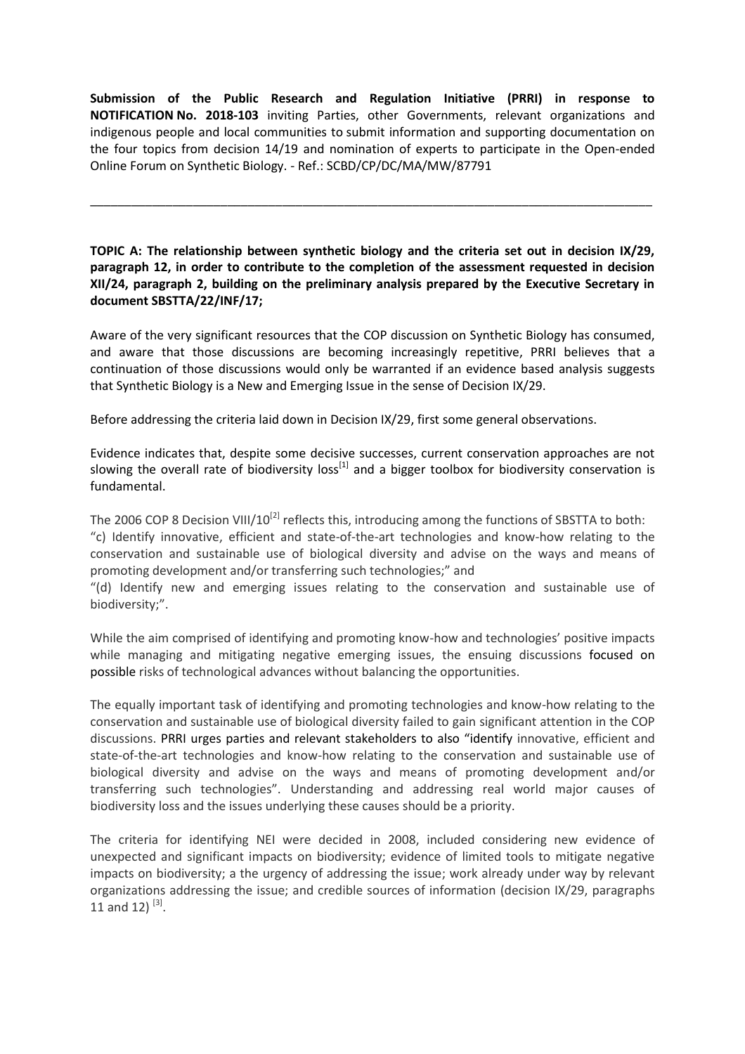**Submission of the Public Research and Regulation Initiative (PRRI) in response to NOTIFICATION No. 2018-103** inviting Parties, other Governments, relevant organizations and indigenous people and local communities to submit information and supporting documentation on the four topics from decision 14/19 and nomination of experts to participate in the Open-ended Online Forum on Synthetic Biology. - Ref.: SCBD/CP/DC/MA/MW/87791

---

**TOPIC A: The relationship between synthetic biology and the criteria set out in decision IX/29, paragraph 12, in order to contribute to the completion of the assessment requested in decision XII/24, paragraph 2, building on the preliminary analysis prepared by the Executive Secretary in document SBSTTA/22/INF/17;**

Aware of the very significant resources that the COP discussion on Synthetic Biology has consumed, and aware that those discussions are becoming increasingly repetitive, PRRI believes that a continuation of those discussions would only be warranted if an evidence based analysis suggests that Synthetic Biology is a New and Emerging Issue in the sense of Decision IX/29.

Before addressing the criteria laid down in Decision IX/29, first some general observations.

Evidence indicates that, despite some decisive successes, current conservation approaches are not slowing the overall rate of biodiversity loss[1] and a bigger toolbox for biodiversity conservation is fundamental.

The 2006 COP 8 Decision VIII/10[2] reflects this, introducing among the functions of SBSTTA to both:
"c) Identify innovative, efficient and state-of-the-art technologies and know-how relating to the conservation and sustainable use of biological diversity and advise on the ways and means of promoting development and/or transferring such technologies;" and
"(d) Identify new and emerging issues relating to the conservation and sustainable use of biodiversity;".

While the aim comprised of identifying and promoting know-how and technologies' positive impacts while managing and mitigating negative emerging issues, the ensuing discussions focused on possible risks of technological advances without balancing the opportunities.

The equally important task of identifying and promoting technologies and know-how relating to the conservation and sustainable use of biological diversity failed to gain significant attention in the COP discussions. PRRI urges parties and relevant stakeholders to also "identify innovative, efficient and state-of-the-art technologies and know-how relating to the conservation and sustainable use of biological diversity and advise on the ways and means of promoting development and/or transferring such technologies". Understanding and addressing real world major causes of biodiversity loss and the issues underlying these causes should be a priority.

The criteria for identifying NEI were decided in 2008, included considering new evidence of unexpected and significant impacts on biodiversity; evidence of limited tools to mitigate negative impacts on biodiversity; a the urgency of addressing the issue; work already under way by relevant organizations addressing the issue; and credible sources of information (decision IX/29, paragraphs 11 and 12) [3].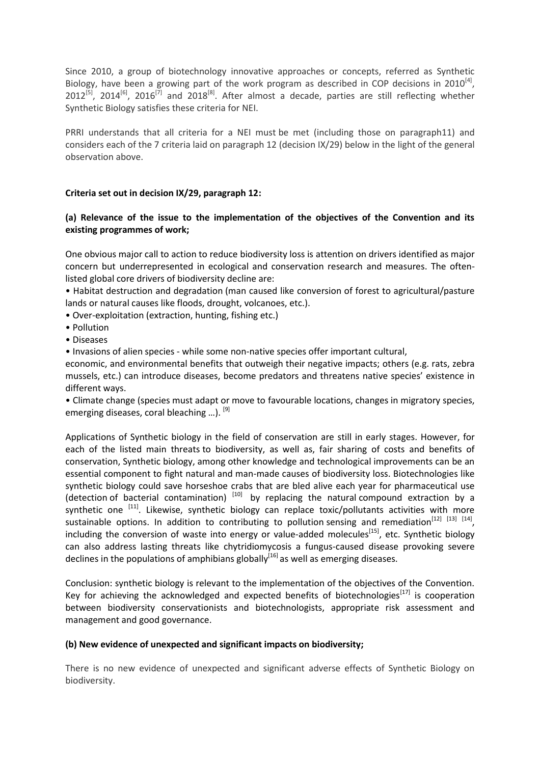Since 2010, a group of biotechnology innovative approaches or concepts, referred as Synthetic Biology, have been a growing part of the work program as described in COP decisions in 2010[4], 2012[5], 2014[6], 2016[7] and 2018[8]. After almost a decade, parties are still reflecting whether Synthetic Biology satisfies these criteria for NEI.

PRRI understands that all criteria for a NEI must be met (including those on paragraph11) and considers each of the 7 criteria laid on paragraph 12 (decision IX/29) below in the light of the general observation above.

**Criteria set out in decision IX/29, paragraph 12:**

**(a) Relevance of the issue to the implementation of the objectives of the Convention and its existing programmes of work;**

One obvious major call to action to reduce biodiversity loss is attention on drivers identified as major concern but underrepresented in ecological and conservation research and measures. The often-listed global core drivers of biodiversity decline are:

- Habitat destruction and degradation (man caused like conversion of forest to agricultural/pasture lands or natural causes like floods, drought, volcanoes, etc.).
- Over-exploitation (extraction, hunting, fishing etc.)
- Pollution
- Diseases
- Invasions of alien species - while some non-native species offer important cultural, economic, and environmental benefits that outweigh their negative impacts; others (e.g. rats, zebra mussels, etc.) can introduce diseases, become predators and threatens native species' existence in different ways.
- Climate change (species must adapt or move to favourable locations, changes in migratory species, emerging diseases, coral bleaching …). [9]

Applications of Synthetic biology in the field of conservation are still in early stages. However, for each of the listed main threats to biodiversity, as well as, fair sharing of costs and benefits of conservation, Synthetic biology, among other knowledge and technological improvements can be an essential component to fight natural and man-made causes of biodiversity loss. Biotechnologies like synthetic biology could save horseshoe crabs that are bled alive each year for pharmaceutical use (detection of bacterial contamination) [10] by replacing the natural compound extraction by a synthetic one [11]. Likewise, synthetic biology can replace toxic/pollutants activities with more sustainable options. In addition to contributing to pollution sensing and remediation[12] [13] [14], including the conversion of waste into energy or value-added molecules[15], etc. Synthetic biology can also address lasting threats like chytridiomycosis a fungus-caused disease provoking severe declines in the populations of amphibians globally[16] as well as emerging diseases.

Conclusion: synthetic biology is relevant to the implementation of the objectives of the Convention. Key for achieving the acknowledged and expected benefits of biotechnologies[17] is cooperation between biodiversity conservationists and biotechnologists, appropriate risk assessment and management and good governance.

**(b) New evidence of unexpected and significant impacts on biodiversity;**

There is no new evidence of unexpected and significant adverse effects of Synthetic Biology on biodiversity.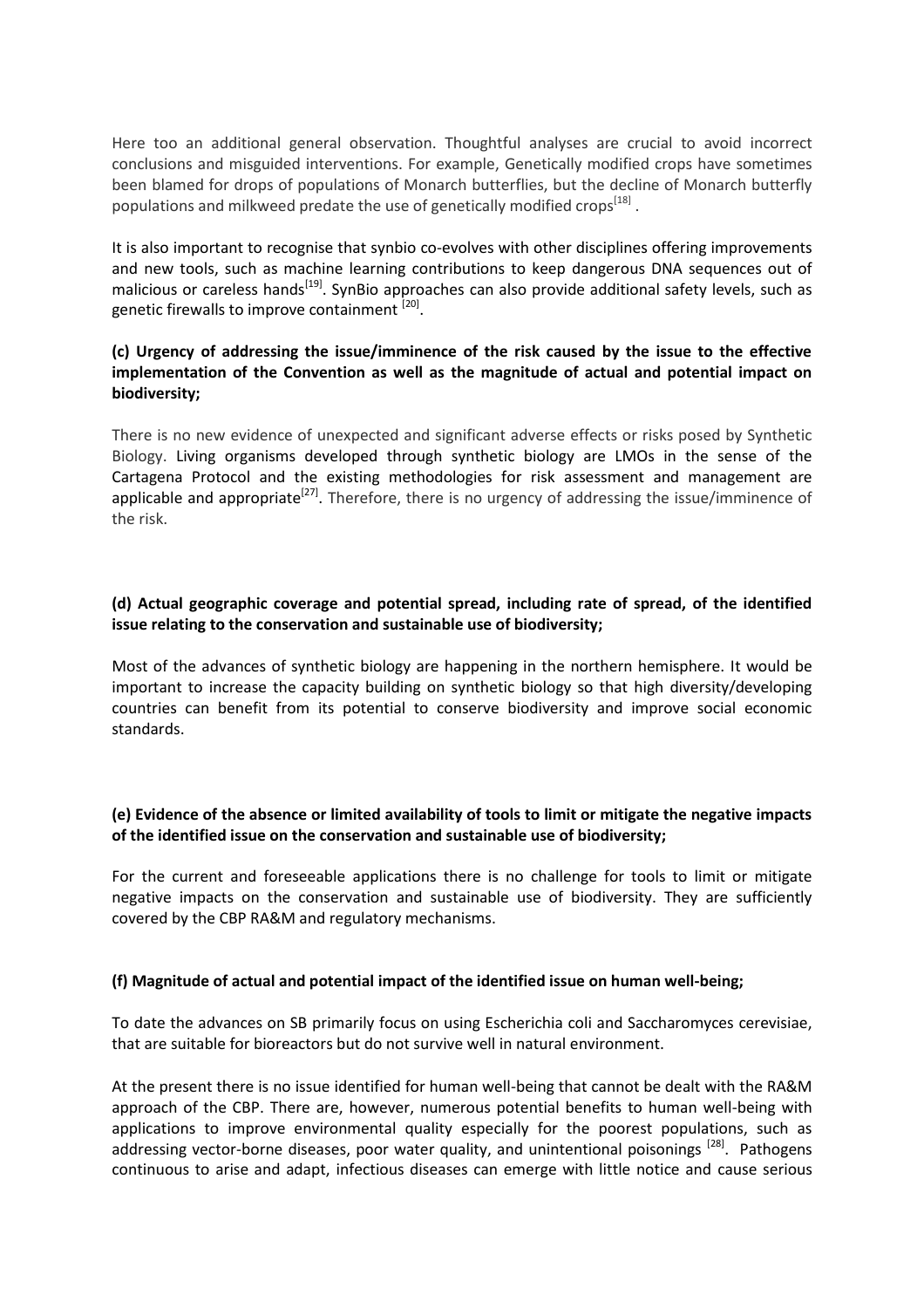Here too an additional general observation. Thoughtful analyses are crucial to avoid incorrect conclusions and misguided interventions. For example, Genetically modified crops have sometimes been blamed for drops of populations of Monarch butterflies, but the decline of Monarch butterfly populations and milkweed predate the use of genetically modified crops[18] .

It is also important to recognise that synbio co-evolves with other disciplines offering improvements and new tools, such as machine learning contributions to keep dangerous DNA sequences out of malicious or careless hands[19]. SynBio approaches can also provide additional safety levels, such as genetic firewalls to improve containment [20].

**(c) Urgency of addressing the issue/imminence of the risk caused by the issue to the effective implementation of the Convention as well as the magnitude of actual and potential impact on biodiversity;**

There is no new evidence of unexpected and significant adverse effects or risks posed by Synthetic Biology. Living organisms developed through synthetic biology are LMOs in the sense of the Cartagena Protocol and the existing methodologies for risk assessment and management are applicable and appropriate[27]. Therefore, there is no urgency of addressing the issue/imminence of the risk.

**(d) Actual geographic coverage and potential spread, including rate of spread, of the identified issue relating to the conservation and sustainable use of biodiversity;**

Most of the advances of synthetic biology are happening in the northern hemisphere. It would be important to increase the capacity building on synthetic biology so that high diversity/developing countries can benefit from its potential to conserve biodiversity and improve social economic standards.

**(e) Evidence of the absence or limited availability of tools to limit or mitigate the negative impacts of the identified issue on the conservation and sustainable use of biodiversity;**

For the current and foreseeable applications there is no challenge for tools to limit or mitigate negative impacts on the conservation and sustainable use of biodiversity. They are sufficiently covered by the CBP RA&M and regulatory mechanisms.

**(f) Magnitude of actual and potential impact of the identified issue on human well-being;**

To date the advances on SB primarily focus on using Escherichia coli and Saccharomyces cerevisiae, that are suitable for bioreactors but do not survive well in natural environment.

At the present there is no issue identified for human well-being that cannot be dealt with the RA&M approach of the CBP. There are, however, numerous potential benefits to human well-being with applications to improve environmental quality especially for the poorest populations, such as addressing vector-borne diseases, poor water quality, and unintentional poisonings [28]. Pathogens continuous to arise and adapt, infectious diseases can emerge with little notice and cause serious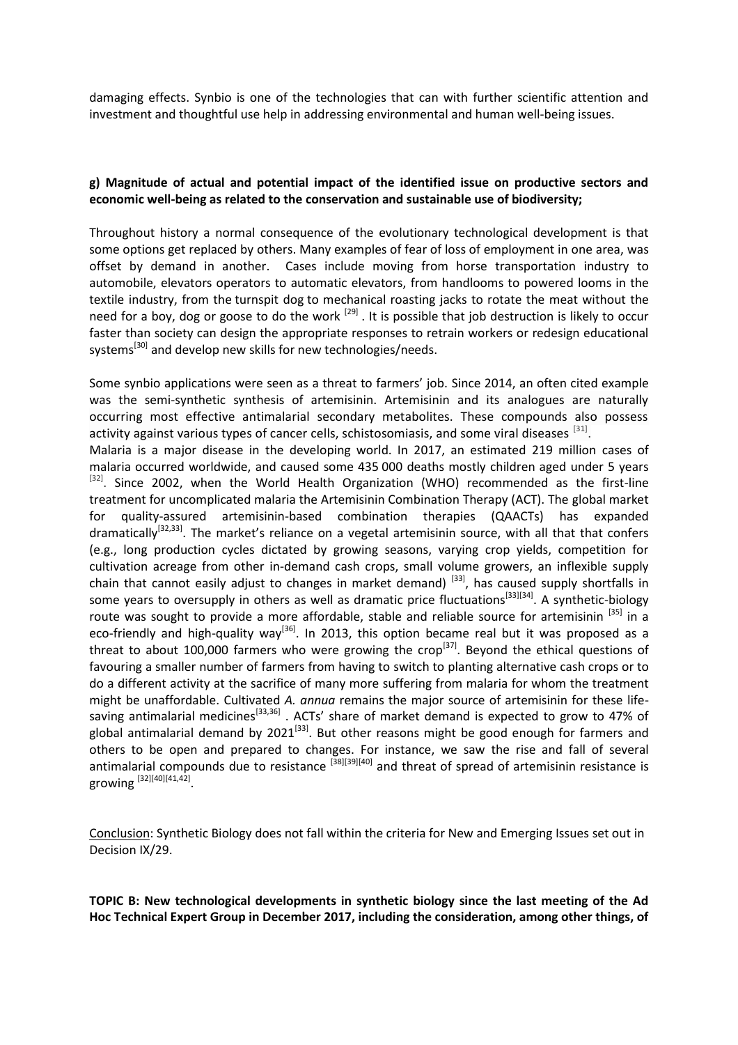damaging effects. Synbio is one of the technologies that can with further scientific attention and investment and thoughtful use help in addressing environmental and human well-being issues.

**g) Magnitude of actual and potential impact of the identified issue on productive sectors and economic well-being as related to the conservation and sustainable use of biodiversity;**

Throughout history a normal consequence of the evolutionary technological development is that some options get replaced by others. Many examples of fear of loss of employment in one area, was offset by demand in another. Cases include moving from horse transportation industry to automobile, elevators operators to automatic elevators, from handlooms to powered looms in the textile industry, from the turnspit dog to mechanical roasting jacks to rotate the meat without the need for a boy, dog or goose to do the work [29] . It is possible that job destruction is likely to occur faster than society can design the appropriate responses to retrain workers or redesign educational systems[30] and develop new skills for new technologies/needs.

Some synbio applications were seen as a threat to farmers' job. Since 2014, an often cited example was the semi-synthetic synthesis of artemisinin. Artemisinin and its analogues are naturally occurring most effective antimalarial secondary metabolites. These compounds also possess activity against various types of cancer cells, schistosomiasis, and some viral diseases [31].

Malaria is a major disease in the developing world. In 2017, an estimated 219 million cases of malaria occurred worldwide, and caused some 435 000 deaths mostly children aged under 5 years [32]. Since 2002, when the World Health Organization (WHO) recommended as the first-line treatment for uncomplicated malaria the Artemisinin Combination Therapy (ACT). The global market for quality-assured artemisinin-based combination therapies (QAACTs) has expanded dramatically[32,33]. The market's reliance on a vegetal artemisinin source, with all that that confers (e.g., long production cycles dictated by growing seasons, varying crop yields, competition for cultivation acreage from other in-demand cash crops, small volume growers, an inflexible supply chain that cannot easily adjust to changes in market demand) [33], has caused supply shortfalls in some years to oversupply in others as well as dramatic price fluctuations[33][34]. A synthetic-biology route was sought to provide a more affordable, stable and reliable source for artemisinin [35] in a eco-friendly and high-quality way[36]. In 2013, this option became real but it was proposed as a threat to about 100,000 farmers who were growing the crop[37]. Beyond the ethical questions of favouring a smaller number of farmers from having to switch to planting alternative cash crops or to do a different activity at the sacrifice of many more suffering from malaria for whom the treatment might be unaffordable. Cultivated *A. annua* remains the major source of artemisinin for these life-saving antimalarial medicines[33,36] . ACTs' share of market demand is expected to grow to 47% of global antimalarial demand by 2021[33]. But other reasons might be good enough for farmers and others to be open and prepared to changes. For instance, we saw the rise and fall of several antimalarial compounds due to resistance [38][39][40] and threat of spread of artemisinin resistance is growing [32][40][41,42].

<u>Conclusion</u>: Synthetic Biology does not fall within the criteria for New and Emerging Issues set out in Decision IX/29.

**TOPIC B: New technological developments in synthetic biology since the last meeting of the Ad Hoc Technical Expert Group in December 2017, including the consideration, among other things, of**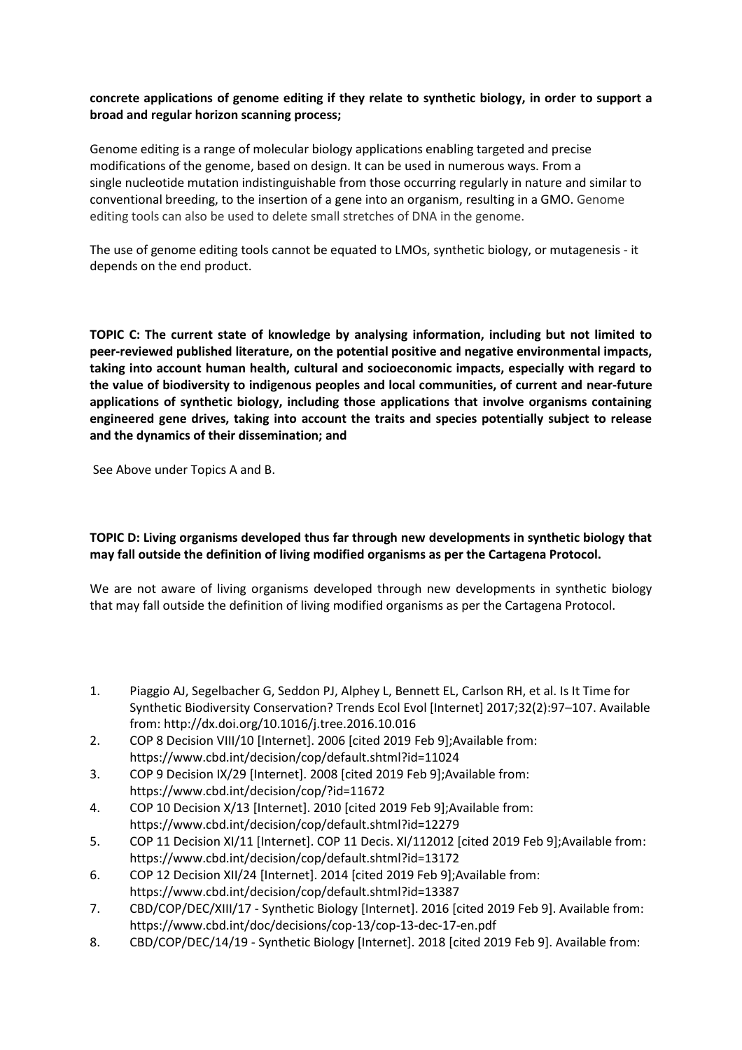**concrete applications of genome editing if they relate to synthetic biology, in order to support a broad and regular horizon scanning process;**

Genome editing is a range of molecular biology applications enabling targeted and precise modifications of the genome, based on design. It can be used in numerous ways. From a single nucleotide mutation indistinguishable from those occurring regularly in nature and similar to conventional breeding, to the insertion of a gene into an organism, resulting in a GMO. Genome editing tools can also be used to delete small stretches of DNA in the genome.

The use of genome editing tools cannot be equated to LMOs, synthetic biology, or mutagenesis - it depends on the end product.

**TOPIC C: The current state of knowledge by analysing information, including but not limited to peer-reviewed published literature, on the potential positive and negative environmental impacts, taking into account human health, cultural and socioeconomic impacts, especially with regard to the value of biodiversity to indigenous peoples and local communities, of current and near-future applications of synthetic biology, including those applications that involve organisms containing engineered gene drives, taking into account the traits and species potentially subject to release and the dynamics of their dissemination; and**

See Above under Topics A and B.

**TOPIC D: Living organisms developed thus far through new developments in synthetic biology that may fall outside the definition of living modified organisms as per the Cartagena Protocol.**

We are not aware of living organisms developed through new developments in synthetic biology that may fall outside the definition of living modified organisms as per the Cartagena Protocol.

1. Piaggio AJ, Segelbacher G, Seddon PJ, Alphey L, Bennett EL, Carlson RH, et al. Is It Time for Synthetic Biodiversity Conservation? Trends Ecol Evol [Internet] 2017;32(2):97–107. Available from: http://dx.doi.org/10.1016/j.tree.2016.10.016
2. COP 8 Decision VIII/10 [Internet]. 2006 [cited 2019 Feb 9];Available from: https://www.cbd.int/decision/cop/default.shtml?id=11024
3. COP 9 Decision IX/29 [Internet]. 2008 [cited 2019 Feb 9];Available from: https://www.cbd.int/decision/cop/?id=11672
4. COP 10 Decision X/13 [Internet]. 2010 [cited 2019 Feb 9];Available from: https://www.cbd.int/decision/cop/default.shtml?id=12279
5. COP 11 Decision XI/11 [Internet]. COP 11 Decis. XI/112012 [cited 2019 Feb 9];Available from: https://www.cbd.int/decision/cop/default.shtml?id=13172
6. COP 12 Decision XII/24 [Internet]. 2014 [cited 2019 Feb 9];Available from: https://www.cbd.int/decision/cop/default.shtml?id=13387
7. CBD/COP/DEC/XIII/17 - Synthetic Biology [Internet]. 2016 [cited 2019 Feb 9]. Available from: https://www.cbd.int/doc/decisions/cop-13/cop-13-dec-17-en.pdf
8. CBD/COP/DEC/14/19 - Synthetic Biology [Internet]. 2018 [cited 2019 Feb 9]. Available from: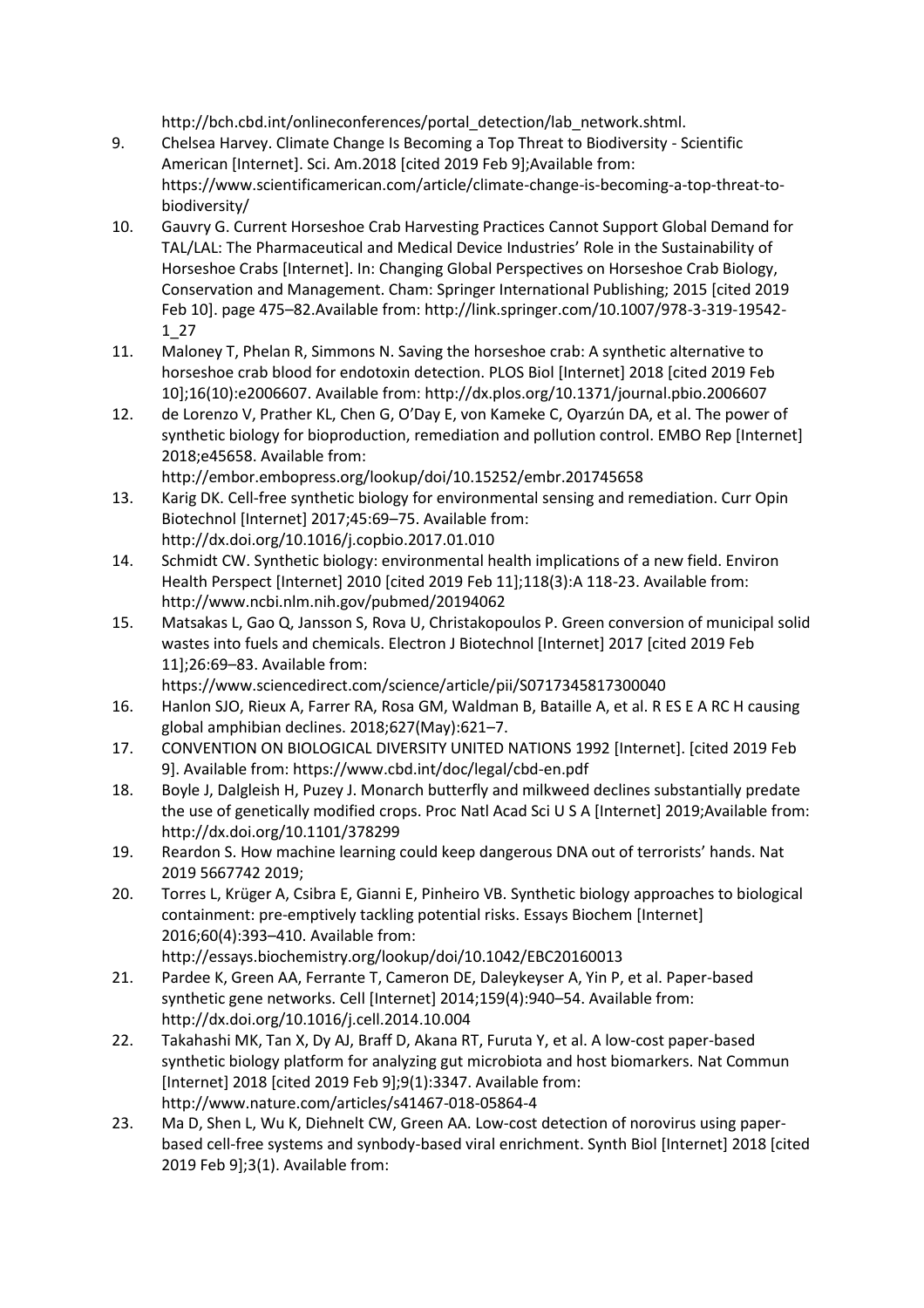http://bch.cbd.int/onlineconferences/portal_detection/lab_network.shtml.

9. Chelsea Harvey. Climate Change Is Becoming a Top Threat to Biodiversity - Scientific American [Internet]. Sci. Am.2018 [cited 2019 Feb 9];Available from: https://www.scientificamerican.com/article/climate-change-is-becoming-a-top-threat-to-biodiversity/
10. Gauvry G. Current Horseshoe Crab Harvesting Practices Cannot Support Global Demand for TAL/LAL: The Pharmaceutical and Medical Device Industries' Role in the Sustainability of Horseshoe Crabs [Internet]. In: Changing Global Perspectives on Horseshoe Crab Biology, Conservation and Management. Cham: Springer International Publishing; 2015 [cited 2019 Feb 10]. page 475–82.Available from: http://link.springer.com/10.1007/978-3-319-19542-1_27
11. Maloney T, Phelan R, Simmons N. Saving the horseshoe crab: A synthetic alternative to horseshoe crab blood for endotoxin detection. PLOS Biol [Internet] 2018 [cited 2019 Feb 10];16(10):e2006607. Available from: http://dx.plos.org/10.1371/journal.pbio.2006607
12. de Lorenzo V, Prather KL, Chen G, O'Day E, von Kameke C, Oyarzún DA, et al. The power of synthetic biology for bioproduction, remediation and pollution control. EMBO Rep [Internet] 2018;e45658. Available from: http://embor.embopress.org/lookup/doi/10.15252/embr.201745658
13. Karig DK. Cell-free synthetic biology for environmental sensing and remediation. Curr Opin Biotechnol [Internet] 2017;45:69–75. Available from: http://dx.doi.org/10.1016/j.copbio.2017.01.010
14. Schmidt CW. Synthetic biology: environmental health implications of a new field. Environ Health Perspect [Internet] 2010 [cited 2019 Feb 11];118(3):A 118-23. Available from: http://www.ncbi.nlm.nih.gov/pubmed/20194062
15. Matsakas L, Gao Q, Jansson S, Rova U, Christakopoulos P. Green conversion of municipal solid wastes into fuels and chemicals. Electron J Biotechnol [Internet] 2017 [cited 2019 Feb 11];26:69–83. Available from: https://www.sciencedirect.com/science/article/pii/S0717345817300040
16. Hanlon SJO, Rieux A, Farrer RA, Rosa GM, Waldman B, Bataille A, et al. R ES E A RC H causing global amphibian declines. 2018;627(May):621–7.
17. CONVENTION ON BIOLOGICAL DIVERSITY UNITED NATIONS 1992 [Internet]. [cited 2019 Feb 9]. Available from: https://www.cbd.int/doc/legal/cbd-en.pdf
18. Boyle J, Dalgleish H, Puzey J. Monarch butterfly and milkweed declines substantially predate the use of genetically modified crops. Proc Natl Acad Sci U S A [Internet] 2019;Available from: http://dx.doi.org/10.1101/378299
19. Reardon S. How machine learning could keep dangerous DNA out of terrorists' hands. Nat 2019 5667742 2019;
20. Torres L, Krüger A, Csibra E, Gianni E, Pinheiro VB. Synthetic biology approaches to biological containment: pre-emptively tackling potential risks. Essays Biochem [Internet] 2016;60(4):393–410. Available from: http://essays.biochemistry.org/lookup/doi/10.1042/EBC20160013
21. Pardee K, Green AA, Ferrante T, Cameron DE, Daleykeyser A, Yin P, et al. Paper-based synthetic gene networks. Cell [Internet] 2014;159(4):940–54. Available from: http://dx.doi.org/10.1016/j.cell.2014.10.004
22. Takahashi MK, Tan X, Dy AJ, Braff D, Akana RT, Furuta Y, et al. A low-cost paper-based synthetic biology platform for analyzing gut microbiota and host biomarkers. Nat Commun [Internet] 2018 [cited 2019 Feb 9];9(1):3347. Available from: http://www.nature.com/articles/s41467-018-05864-4
23. Ma D, Shen L, Wu K, Diehnelt CW, Green AA. Low-cost detection of norovirus using paper-based cell-free systems and synbody-based viral enrichment. Synth Biol [Internet] 2018 [cited 2019 Feb 9];3(1). Available from: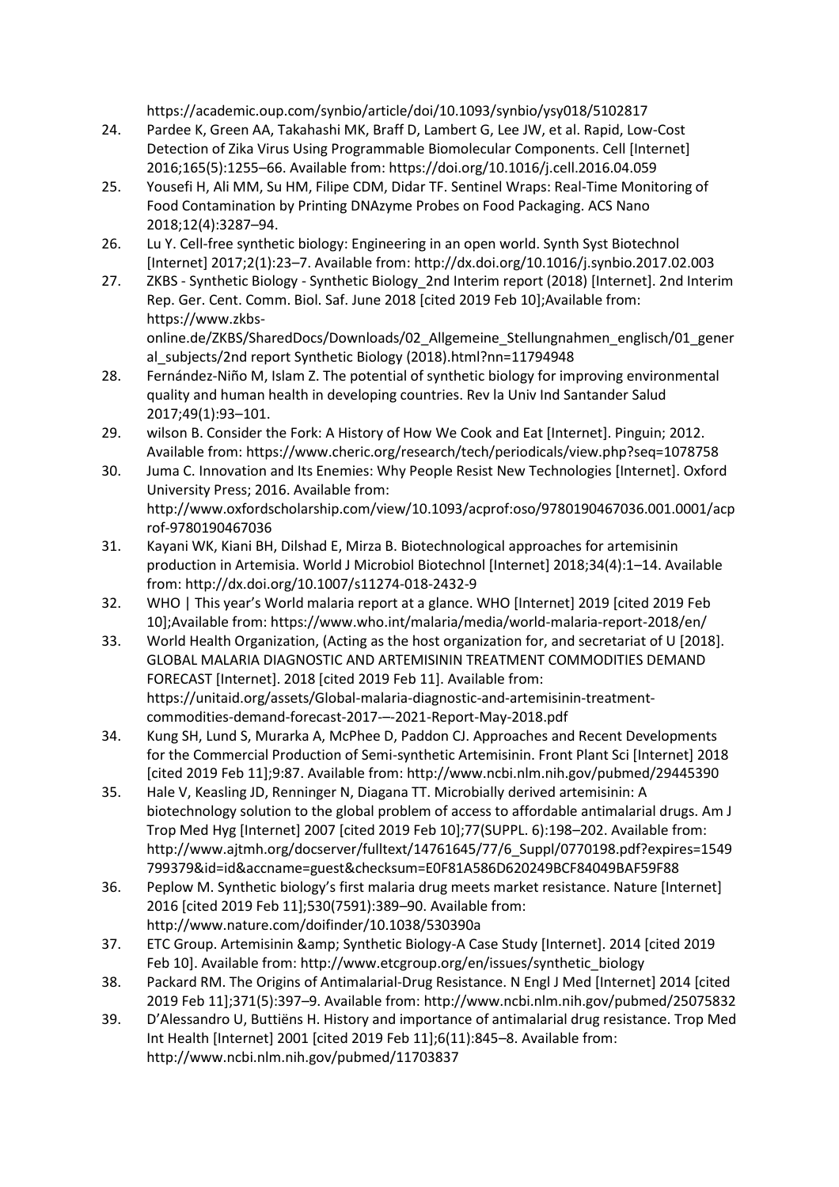https://academic.oup.com/synbio/article/doi/10.1093/synbio/ysy018/5102817

24. Pardee K, Green AA, Takahashi MK, Braff D, Lambert G, Lee JW, et al. Rapid, Low-Cost Detection of Zika Virus Using Programmable Biomolecular Components. Cell [Internet] 2016;165(5):1255–66. Available from: https://doi.org/10.1016/j.cell.2016.04.059
25. Yousefi H, Ali MM, Su HM, Filipe CDM, Didar TF. Sentinel Wraps: Real-Time Monitoring of Food Contamination by Printing DNAzyme Probes on Food Packaging. ACS Nano 2018;12(4):3287–94.
26. Lu Y. Cell-free synthetic biology: Engineering in an open world. Synth Syst Biotechnol [Internet] 2017;2(1):23–7. Available from: http://dx.doi.org/10.1016/j.synbio.2017.02.003
27. ZKBS - Synthetic Biology - Synthetic Biology_2nd Interim report (2018) [Internet]. 2nd Interim Rep. Ger. Cent. Comm. Biol. Saf. June 2018 [cited 2019 Feb 10];Available from: https://www.zkbs-online.de/ZKBS/SharedDocs/Downloads/02_Allgemeine_Stellungnahmen_englisch/01_general_subjects/2nd report Synthetic Biology (2018).html?nn=11794948
28. Fernández-Niño M, Islam Z. The potential of synthetic biology for improving environmental quality and human health in developing countries. Rev la Univ Ind Santander Salud 2017;49(1):93–101.
29. wilson B. Consider the Fork: A History of How We Cook and Eat [Internet]. Pinguin; 2012. Available from: https://www.cheric.org/research/tech/periodicals/view.php?seq=1078758
30. Juma C. Innovation and Its Enemies: Why People Resist New Technologies [Internet]. Oxford University Press; 2016. Available from: http://www.oxfordscholarship.com/view/10.1093/acprof:oso/9780190467036.001.0001/acprof-9780190467036
31. Kayani WK, Kiani BH, Dilshad E, Mirza B. Biotechnological approaches for artemisinin production in Artemisia. World J Microbiol Biotechnol [Internet] 2018;34(4):1–14. Available from: http://dx.doi.org/10.1007/s11274-018-2432-9
32. WHO | This year's World malaria report at a glance. WHO [Internet] 2019 [cited 2019 Feb 10];Available from: https://www.who.int/malaria/media/world-malaria-report-2018/en/
33. World Health Organization, (Acting as the host organization for, and secretariat of U [2018]. GLOBAL MALARIA DIAGNOSTIC AND ARTEMISININ TREATMENT COMMODITIES DEMAND FORECAST [Internet]. 2018 [cited 2019 Feb 11]. Available from: https://unitaid.org/assets/Global-malaria-diagnostic-and-artemisinin-treatment-commodities-demand-forecast-2017-—-2021-Report-May-2018.pdf
34. Kung SH, Lund S, Murarka A, McPhee D, Paddon CJ. Approaches and Recent Developments for the Commercial Production of Semi-synthetic Artemisinin. Front Plant Sci [Internet] 2018 [cited 2019 Feb 11];9:87. Available from: http://www.ncbi.nlm.nih.gov/pubmed/29445390
35. Hale V, Keasling JD, Renninger N, Diagana TT. Microbially derived artemisinin: A biotechnology solution to the global problem of access to affordable antimalarial drugs. Am J Trop Med Hyg [Internet] 2007 [cited 2019 Feb 10];77(SUPPL. 6):198–202. Available from: http://www.ajtmh.org/docserver/fulltext/14761645/77/6_Suppl/0770198.pdf?expires=1549799379&id=id&accname=guest&checksum=E0F81A586D620249BCF84049BAF59F88
36. Peplow M. Synthetic biology's first malaria drug meets market resistance. Nature [Internet] 2016 [cited 2019 Feb 11];530(7591):389–90. Available from: http://www.nature.com/doifinder/10.1038/530390a
37. ETC Group. Artemisinin &amp; Synthetic Biology-A Case Study [Internet]. 2014 [cited 2019 Feb 10]. Available from: http://www.etcgroup.org/en/issues/synthetic_biology
38. Packard RM. The Origins of Antimalarial-Drug Resistance. N Engl J Med [Internet] 2014 [cited 2019 Feb 11];371(5):397–9. Available from: http://www.ncbi.nlm.nih.gov/pubmed/25075832
39. D'Alessandro U, Buttiëns H. History and importance of antimalarial drug resistance. Trop Med Int Health [Internet] 2001 [cited 2019 Feb 11];6(11):845–8. Available from: http://www.ncbi.nlm.nih.gov/pubmed/11703837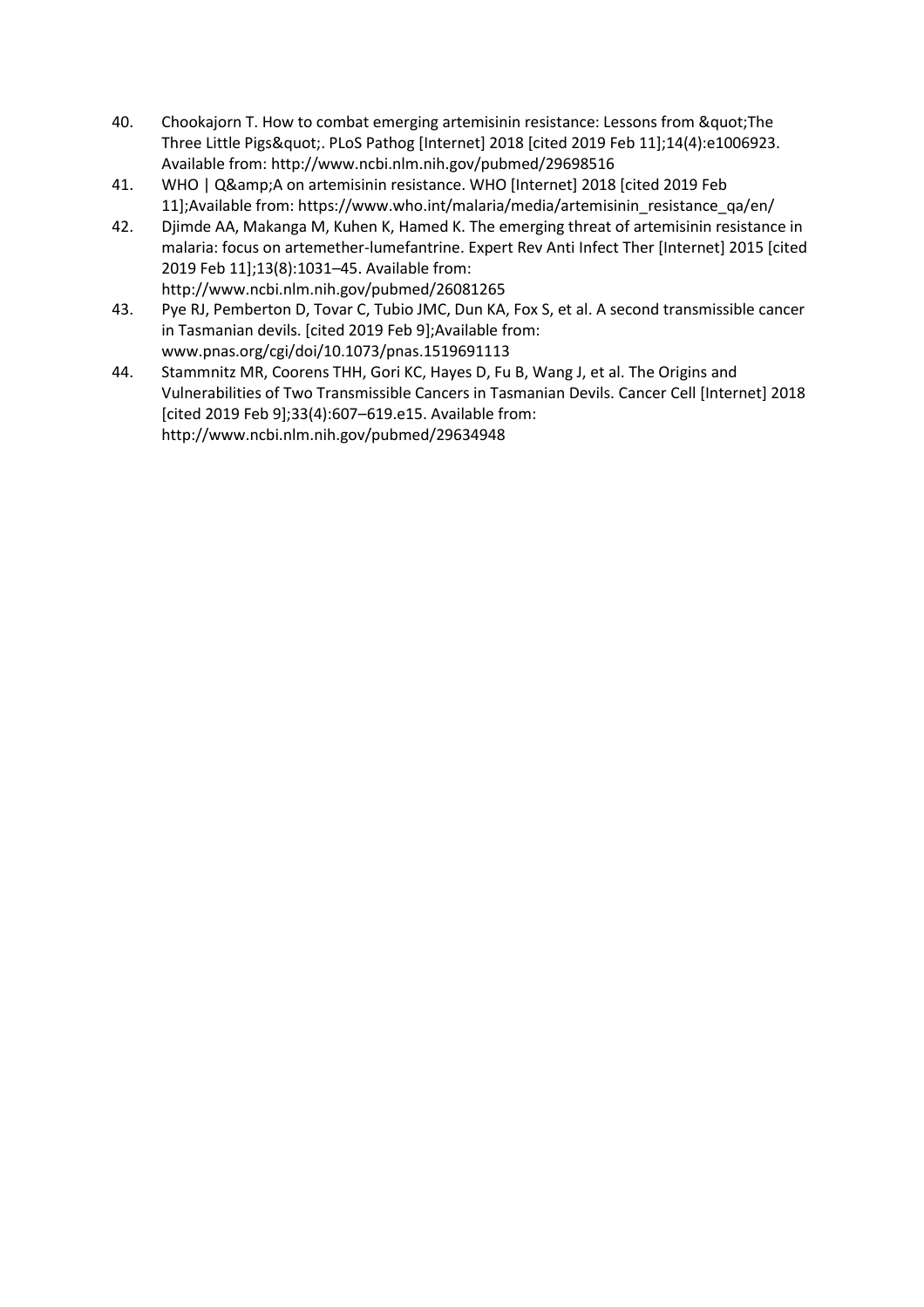40. Chookajorn T. How to combat emerging artemisinin resistance: Lessons from &quot;The Three Little Pigs&quot;. PLoS Pathog [Internet] 2018 [cited 2019 Feb 11];14(4):e1006923. Available from: http://www.ncbi.nlm.nih.gov/pubmed/29698516
41. WHO | Q&amp;A on artemisinin resistance. WHO [Internet] 2018 [cited 2019 Feb 11];Available from: https://www.who.int/malaria/media/artemisinin_resistance_qa/en/
42. Djimde AA, Makanga M, Kuhen K, Hamed K. The emerging threat of artemisinin resistance in malaria: focus on artemether-lumefantrine. Expert Rev Anti Infect Ther [Internet] 2015 [cited 2019 Feb 11];13(8):1031–45. Available from: http://www.ncbi.nlm.nih.gov/pubmed/26081265
43. Pye RJ, Pemberton D, Tovar C, Tubio JMC, Dun KA, Fox S, et al. A second transmissible cancer in Tasmanian devils. [cited 2019 Feb 9];Available from: www.pnas.org/cgi/doi/10.1073/pnas.1519691113
44. Stammnitz MR, Coorens THH, Gori KC, Hayes D, Fu B, Wang J, et al. The Origins and Vulnerabilities of Two Transmissible Cancers in Tasmanian Devils. Cancer Cell [Internet] 2018 [cited 2019 Feb 9];33(4):607–619.e15. Available from: http://www.ncbi.nlm.nih.gov/pubmed/29634948